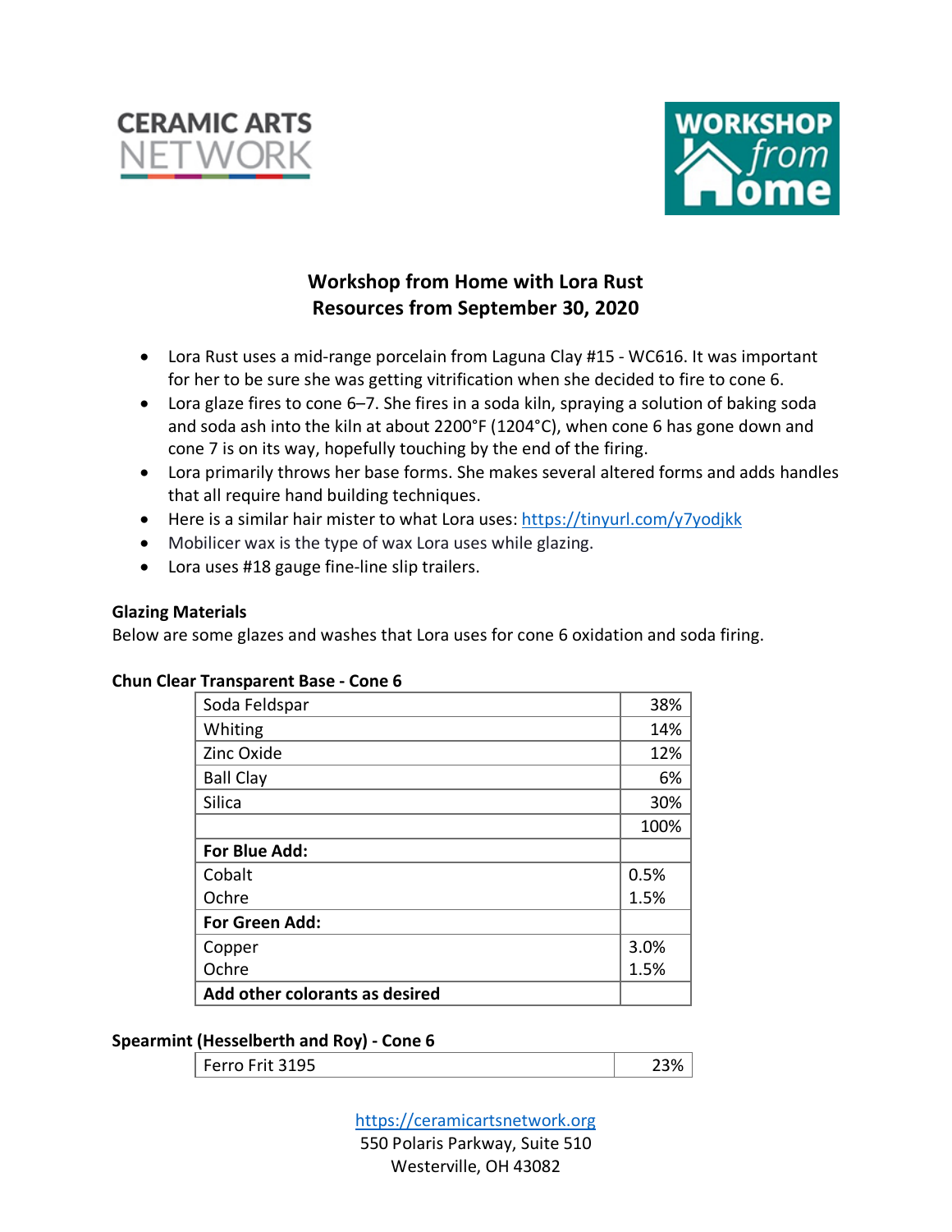CERAMIC ARTS NETWORK

WORKSHOP from Home

# Workshop from Home with Lora Rust
## Resources from September 30, 2020

- Lora Rust uses a mid-range porcelain from Laguna Clay #15 - WC616. It was important for her to be sure she was getting vitrification when she decided to fire to cone 6.
- Lora glaze fires to cone 6–7. She fires in a soda kiln, spraying a solution of baking soda and soda ash into the kiln at about 2200°F (1204°C), when cone 6 has gone down and cone 7 is on its way, hopefully touching by the end of the firing.
- Lora primarily throws her base forms. She makes several altered forms and adds handles that all require hand building techniques.
- Here is a similar hair mister to what Lora uses: https://tinyurl.com/y7yodjkk
- Mobilicer wax is the type of wax Lora uses while glazing.
- Lora uses #18 gauge fine-line slip trailers.

**Glazing Materials**

Below are some glazes and washes that Lora uses for cone 6 oxidation and soda firing.

**Chun Clear Transparent Base - Cone 6**

| | |
|---|---|
| Soda Feldspar | 38% |
| Whiting | 14% |
| Zinc Oxide | 12% |
| Ball Clay | 6% |
| Silica | 30% |
| | 100% |
| **For Blue Add:** | |
| Cobalt<br>Ochre | 0.5%<br>1.5% |
| **For Green Add:** | |
| Copper<br>Ochre | 3.0%<br>1.5% |
| **Add other colorants as desired** | |

**Spearmint (Hesselberth and Roy) - Cone 6**

| | |
|---|---|
| Ferro Frit 3195 | 23% |

https://ceramicartsnetwork.org
550 Polaris Parkway, Suite 510
Westerville, OH 43082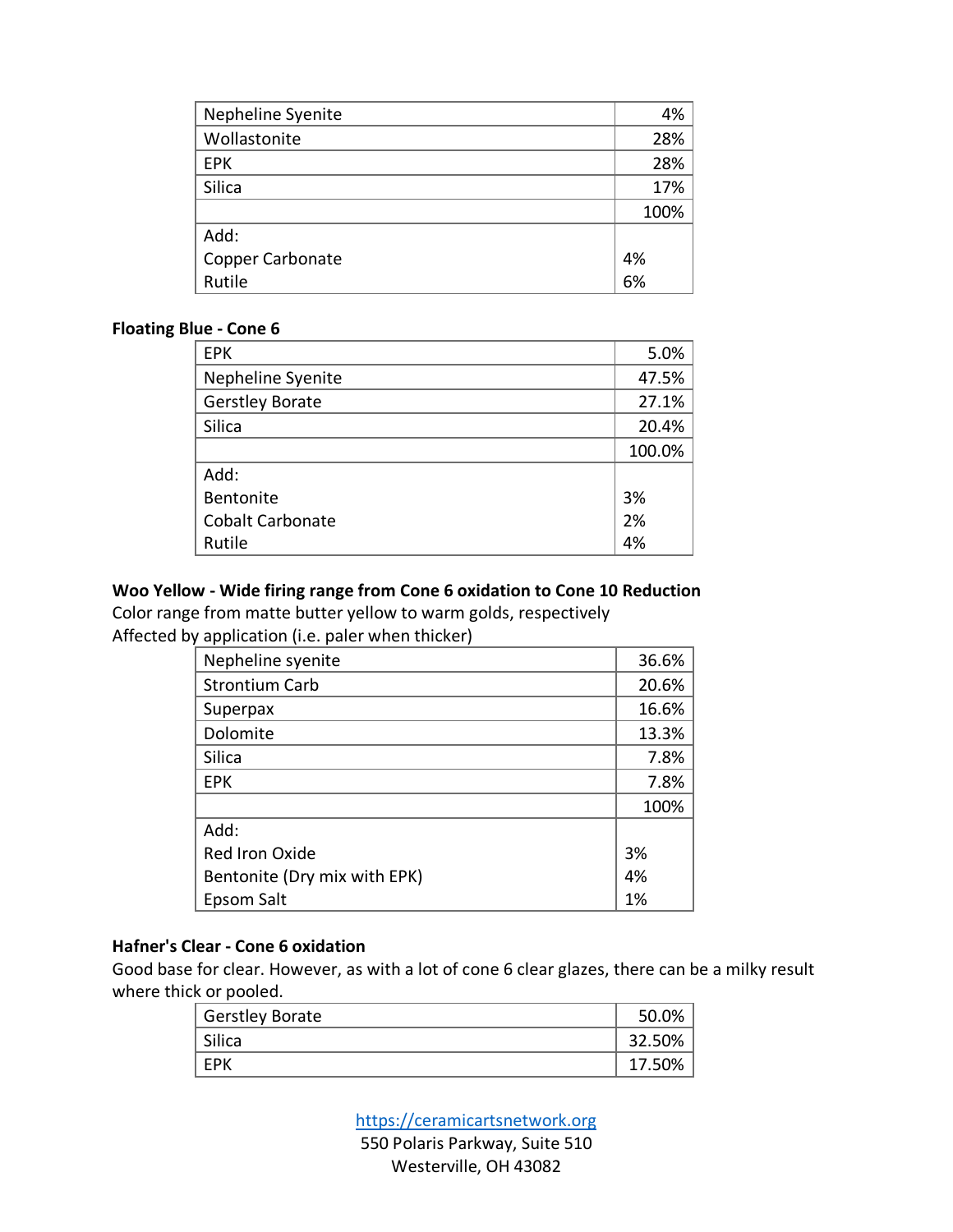| Nepheline Syenite | 4% |
| --- | --- |
| Wollastonite | 28% |
| EPK | 28% |
| Silica | 17% |
| | 100% |
| Add: | |
| Copper Carbonate | 4% |
| Rutile | 6% |

**Floating Blue - Cone 6**

| EPK | 5.0% |
| --- | --- |
| Nepheline Syenite | 47.5% |
| Gerstley Borate | 27.1% |
| Silica | 20.4% |
| | 100.0% |
| Add: | |
| Bentonite | 3% |
| Cobalt Carbonate | 2% |
| Rutile | 4% |

**Woo Yellow - Wide firing range from Cone 6 oxidation to Cone 10 Reduction**

Color range from matte butter yellow to warm golds, respectively
Affected by application (i.e. paler when thicker)

| Nepheline syenite | 36.6% |
| --- | --- |
| Strontium Carb | 20.6% |
| Superpax | 16.6% |
| Dolomite | 13.3% |
| Silica | 7.8% |
| EPK | 7.8% |
| | 100% |
| Add: | |
| Red Iron Oxide | 3% |
| Bentonite (Dry mix with EPK) | 4% |
| Epsom Salt | 1% |

**Hafner's Clear - Cone 6 oxidation**

Good base for clear. However, as with a lot of cone 6 clear glazes, there can be a milky result where thick or pooled.

| Gerstley Borate | 50.0% |
| --- | --- |
| Silica | 32.50% |
| EPK | 17.50% |

https://ceramicartsnetwork.org
550 Polaris Parkway, Suite 510
Westerville, OH 43082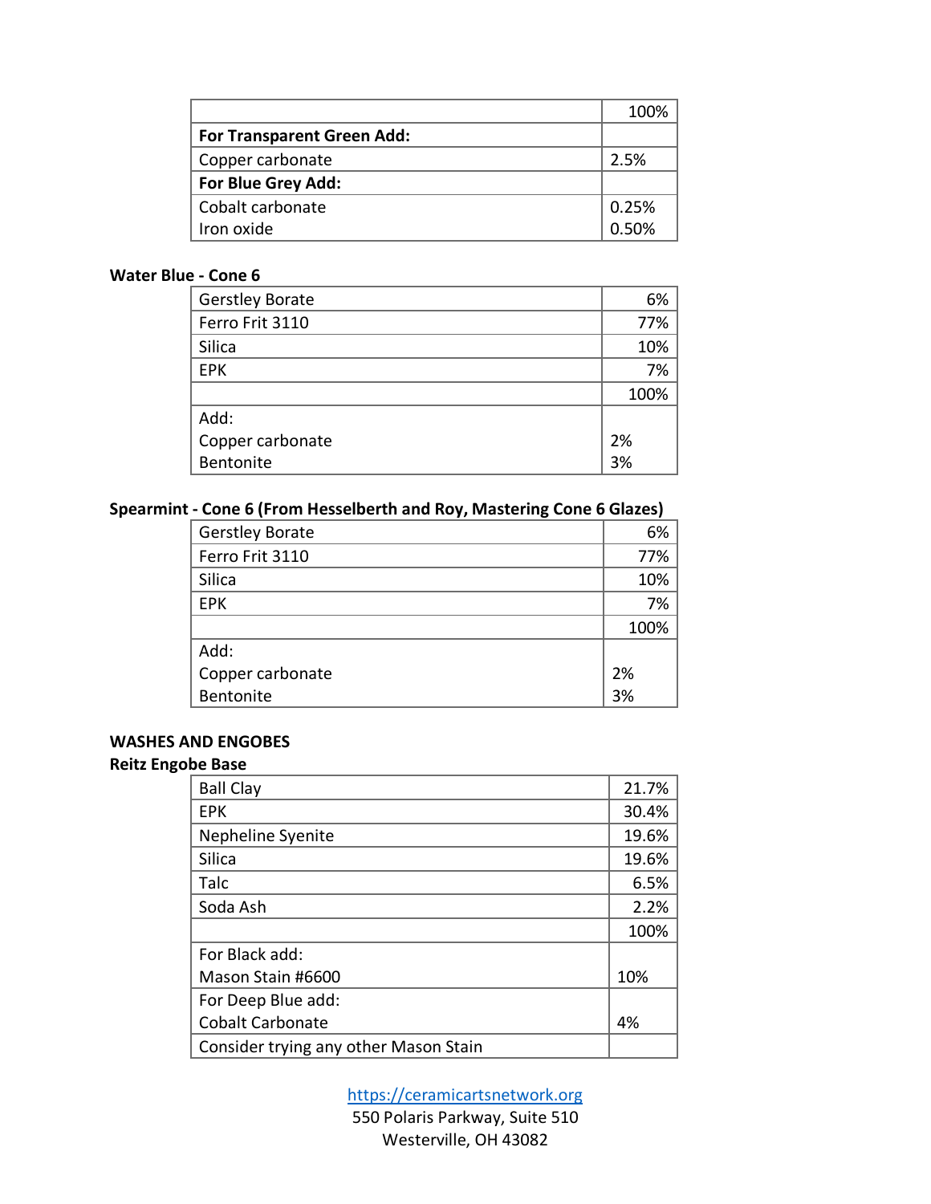| | 100% |
|---|---|
| **For Transparent Green Add:** | |
| Copper carbonate | 2.5% |
| **For Blue Grey Add:** | |
| Cobalt carbonate<br>Iron oxide | 0.25%<br>0.50% |

**Water Blue - Cone 6**

| | |
|---|---|
| Gerstley Borate | 6% |
| Ferro Frit 3110 | 77% |
| Silica | 10% |
| EPK | 7% |
| | 100% |
| Add:<br>Copper carbonate<br>Bentonite | <br>2%<br>3% |

**Spearmint - Cone 6 (From Hesselberth and Roy, Mastering Cone 6 Glazes)**

| | |
|---|---|
| Gerstley Borate | 6% |
| Ferro Frit 3110 | 77% |
| Silica | 10% |
| EPK | 7% |
| | 100% |
| Add:<br>Copper carbonate<br>Bentonite | <br>2%<br>3% |

**WASHES AND ENGOBES**

**Reitz Engobe Base**

| | |
|---|---|
| Ball Clay | 21.7% |
| EPK | 30.4% |
| Nepheline Syenite | 19.6% |
| Silica | 19.6% |
| Talc | 6.5% |
| Soda Ash | 2.2% |
| | 100% |
| For Black add:<br>Mason Stain #6600 | <br>10% |
| For Deep Blue add:<br>Cobalt Carbonate | <br>4% |
| Consider trying any other Mason Stain | |

https://ceramicartsnetwork.org
550 Polaris Parkway, Suite 510
Westerville, OH 43082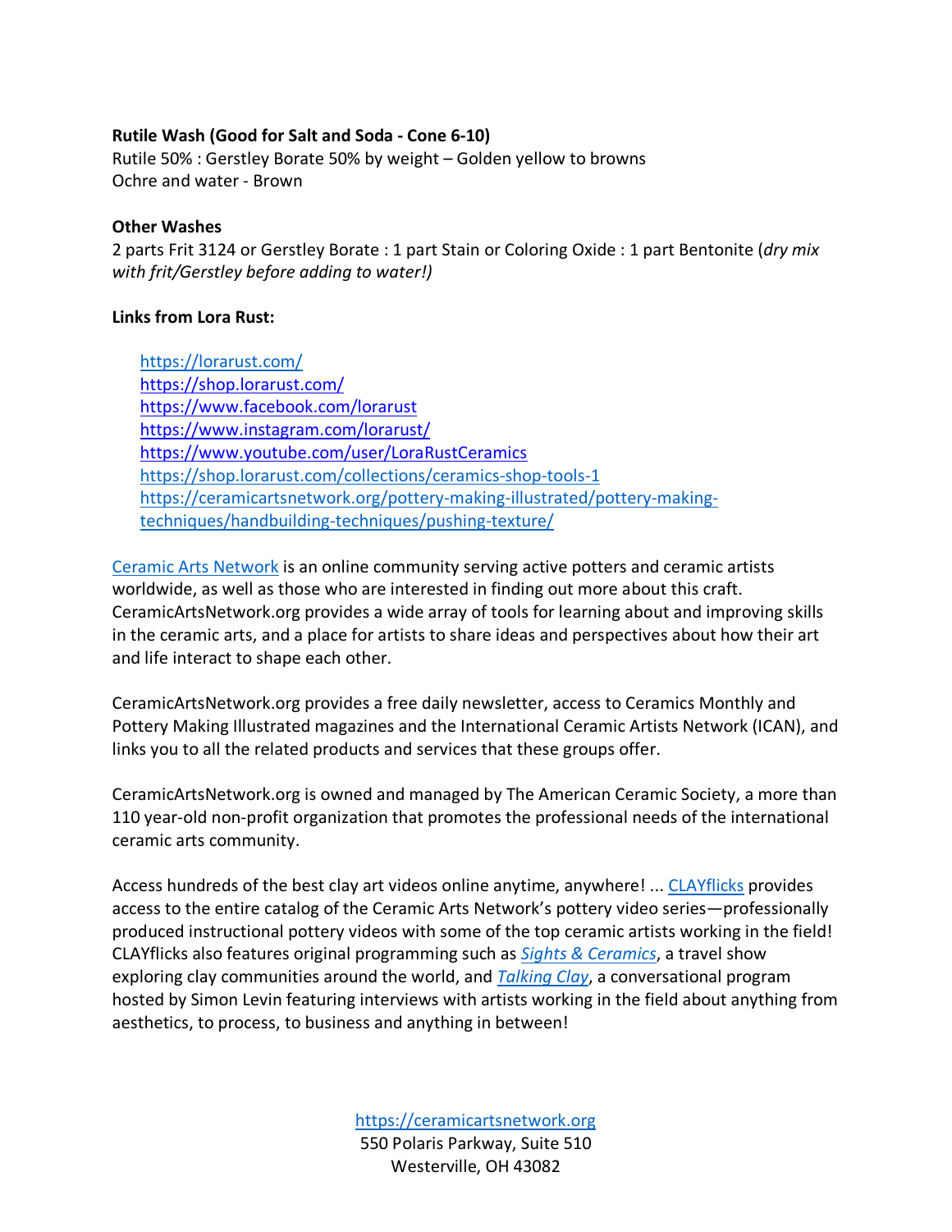**Rutile Wash (Good for Salt and Soda - Cone 6-10)**
Rutile 50% : Gerstley Borate 50% by weight – Golden yellow to browns
Ochre and water - Brown

**Other Washes**
2 parts Frit 3124 or Gerstley Borate : 1 part Stain or Coloring Oxide : 1 part Bentonite (*dry mix with frit/Gerstley before adding to water!)*

**Links from Lora Rust:**

- https://lorarust.com/
- https://shop.lorarust.com/
- https://www.facebook.com/lorarust
- https://www.instagram.com/lorarust/
- https://www.youtube.com/user/LoraRustCeramics
- https://shop.lorarust.com/collections/ceramics-shop-tools-1
- https://ceramicartsnetwork.org/pottery-making-illustrated/pottery-making-techniques/handbuilding-techniques/pushing-texture/

Ceramic Arts Network is an online community serving active potters and ceramic artists worldwide, as well as those who are interested in finding out more about this craft. CeramicArtsNetwork.org provides a wide array of tools for learning about and improving skills in the ceramic arts, and a place for artists to share ideas and perspectives about how their art and life interact to shape each other.

CeramicArtsNetwork.org provides a free daily newsletter, access to Ceramics Monthly and Pottery Making Illustrated magazines and the International Ceramic Artists Network (ICAN), and links you to all the related products and services that these groups offer.

CeramicArtsNetwork.org is owned and managed by The American Ceramic Society, a more than 110 year-old non-profit organization that promotes the professional needs of the international ceramic arts community.

Access hundreds of the best clay art videos online anytime, anywhere! ... CLAYflicks provides access to the entire catalog of the Ceramic Arts Network's pottery video series—professionally produced instructional pottery videos with some of the top ceramic artists working in the field! CLAYflicks also features original programming such as *Sights & Ceramics*, a travel show exploring clay communities around the world, and *Talking Clay*, a conversational program hosted by Simon Levin featuring interviews with artists working in the field about anything from aesthetics, to process, to business and anything in between!

https://ceramicartsnetwork.org
550 Polaris Parkway, Suite 510
Westerville, OH 43082